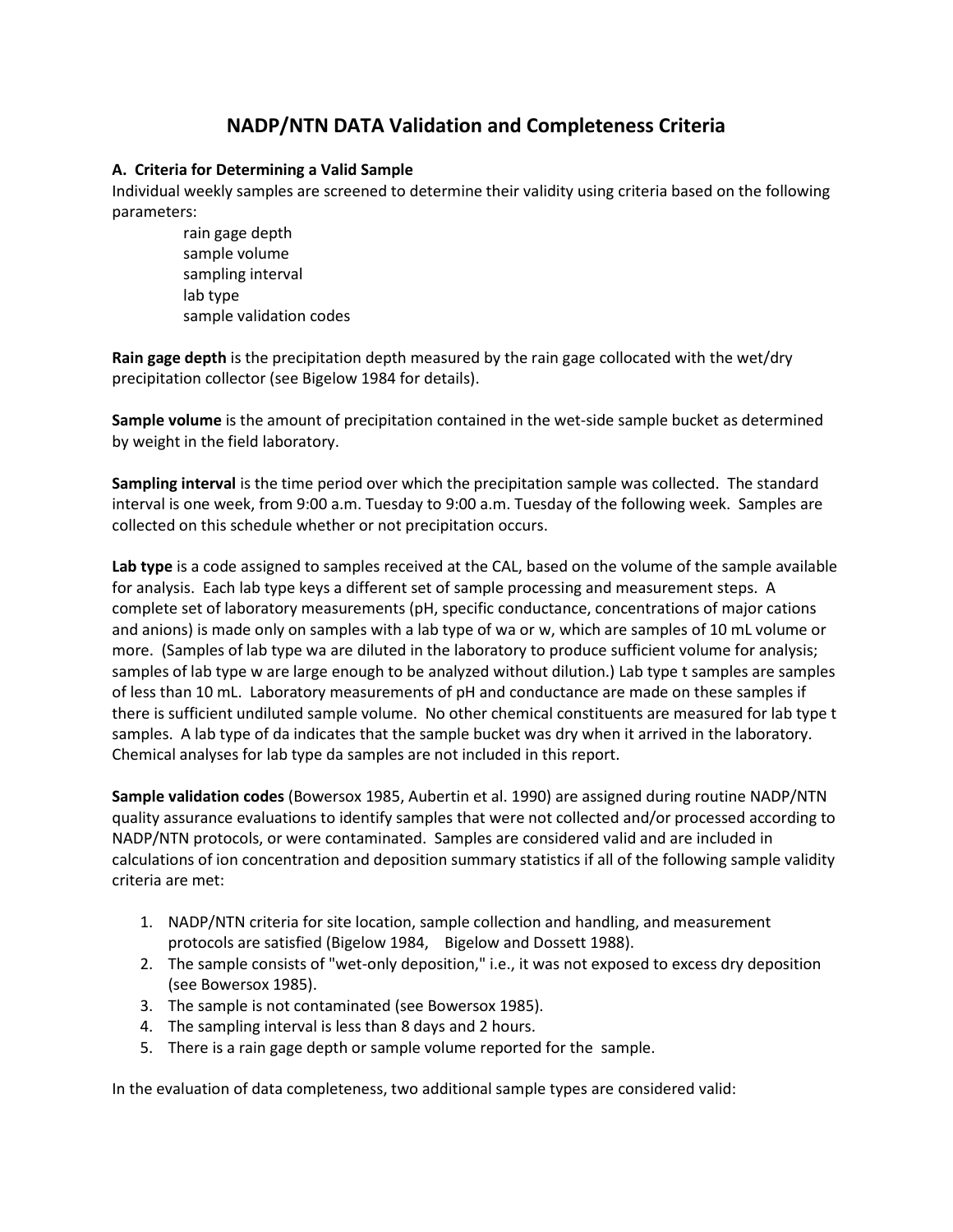# NADP/NTN DATA Validation and Completeness Criteria

### A. Criteria for Determining a Valid Sample

Individual weekly samples are screened to determine their validity using criteria based on the following parameters:

- rain gage depth
- sample volume
- sampling interval
- lab type
- sample validation codes

**Rain gage depth** is the precipitation depth measured by the rain gage collocated with the wet/dry precipitation collector (see Bigelow 1984 for details).

**Sample volume** is the amount of precipitation contained in the wet-side sample bucket as determined by weight in the field laboratory.

**Sampling interval** is the time period over which the precipitation sample was collected. The standard interval is one week, from 9:00 a.m. Tuesday to 9:00 a.m. Tuesday of the following week. Samples are collected on this schedule whether or not precipitation occurs.

**Lab type** is a code assigned to samples received at the CAL, based on the volume of the sample available for analysis. Each lab type keys a different set of sample processing and measurement steps. A complete set of laboratory measurements (pH, specific conductance, concentrations of major cations and anions) is made only on samples with a lab type of wa or w, which are samples of 10 mL volume or more. (Samples of lab type wa are diluted in the laboratory to produce sufficient volume for analysis; samples of lab type w are large enough to be analyzed without dilution.) Lab type t samples are samples of less than 10 mL. Laboratory measurements of pH and conductance are made on these samples if there is sufficient undiluted sample volume. No other chemical constituents are measured for lab type t samples. A lab type of da indicates that the sample bucket was dry when it arrived in the laboratory. Chemical analyses for lab type da samples are not included in this report.

**Sample validation codes** (Bowersox 1985, Aubertin et al. 1990) are assigned during routine NADP/NTN quality assurance evaluations to identify samples that were not collected and/or processed according to NADP/NTN protocols, or were contaminated. Samples are considered valid and are included in calculations of ion concentration and deposition summary statistics if all of the following sample validity criteria are met:

1. NADP/NTN criteria for site location, sample collection and handling, and measurement protocols are satisfied (Bigelow 1984, Bigelow and Dossett 1988).
2. The sample consists of "wet-only deposition," i.e., it was not exposed to excess dry deposition (see Bowersox 1985).
3. The sample is not contaminated (see Bowersox 1985).
4. The sampling interval is less than 8 days and 2 hours.
5. There is a rain gage depth or sample volume reported for the sample.

In the evaluation of data completeness, two additional sample types are considered valid: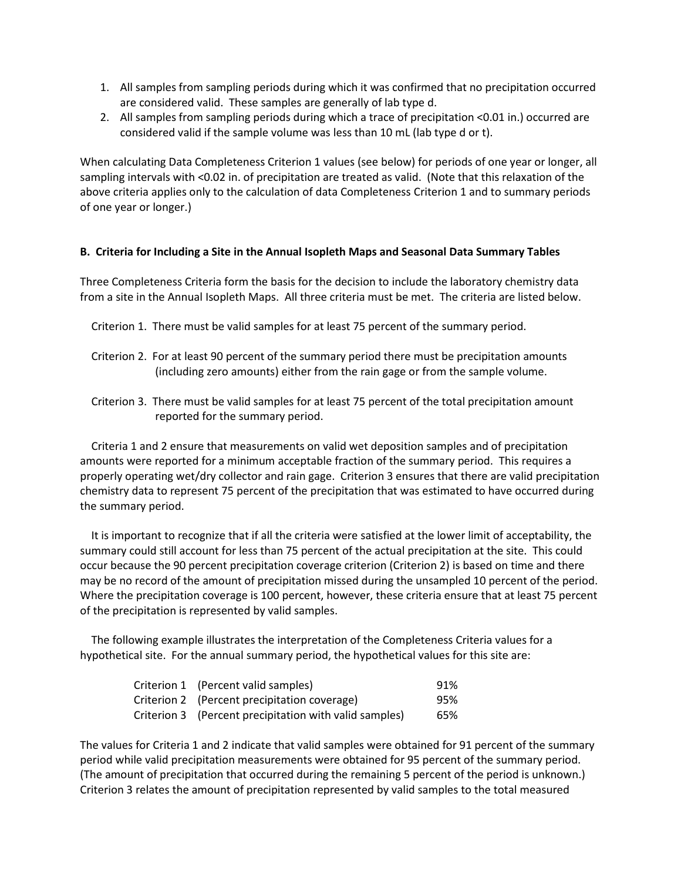1. All samples from sampling periods during which it was confirmed that no precipitation occurred are considered valid. These samples are generally of lab type d.
2. All samples from sampling periods during which a trace of precipitation <0.01 in.) occurred are considered valid if the sample volume was less than 10 mL (lab type d or t).

When calculating Data Completeness Criterion 1 values (see below) for periods of one year or longer, all sampling intervals with <0.02 in. of precipitation are treated as valid. (Note that this relaxation of the above criteria applies only to the calculation of data Completeness Criterion 1 and to summary periods of one year or longer.)

**B. Criteria for Including a Site in the Annual Isopleth Maps and Seasonal Data Summary Tables**

Three Completeness Criteria form the basis for the decision to include the laboratory chemistry data from a site in the Annual Isopleth Maps. All three criteria must be met. The criteria are listed below.

Criterion 1. There must be valid samples for at least 75 percent of the summary period.

Criterion 2. For at least 90 percent of the summary period there must be precipitation amounts (including zero amounts) either from the rain gage or from the sample volume.

Criterion 3. There must be valid samples for at least 75 percent of the total precipitation amount reported for the summary period.

Criteria 1 and 2 ensure that measurements on valid wet deposition samples and of precipitation amounts were reported for a minimum acceptable fraction of the summary period. This requires a properly operating wet/dry collector and rain gage. Criterion 3 ensures that there are valid precipitation chemistry data to represent 75 percent of the precipitation that was estimated to have occurred during the summary period.

It is important to recognize that if all the criteria were satisfied at the lower limit of acceptability, the summary could still account for less than 75 percent of the actual precipitation at the site. This could occur because the 90 percent precipitation coverage criterion (Criterion 2) is based on time and there may be no record of the amount of precipitation missed during the unsampled 10 percent of the period. Where the precipitation coverage is 100 percent, however, these criteria ensure that at least 75 percent of the precipitation is represented by valid samples.

The following example illustrates the interpretation of the Completeness Criteria values for a hypothetical site. For the annual summary period, the hypothetical values for this site are:

| | | |
|---|---|---|
| Criterion 1 | (Percent valid samples) | 91% |
| Criterion 2 | (Percent precipitation coverage) | 95% |
| Criterion 3 | (Percent precipitation with valid samples) | 65% |

The values for Criteria 1 and 2 indicate that valid samples were obtained for 91 percent of the summary period while valid precipitation measurements were obtained for 95 percent of the summary period. (The amount of precipitation that occurred during the remaining 5 percent of the period is unknown.) Criterion 3 relates the amount of precipitation represented by valid samples to the total measured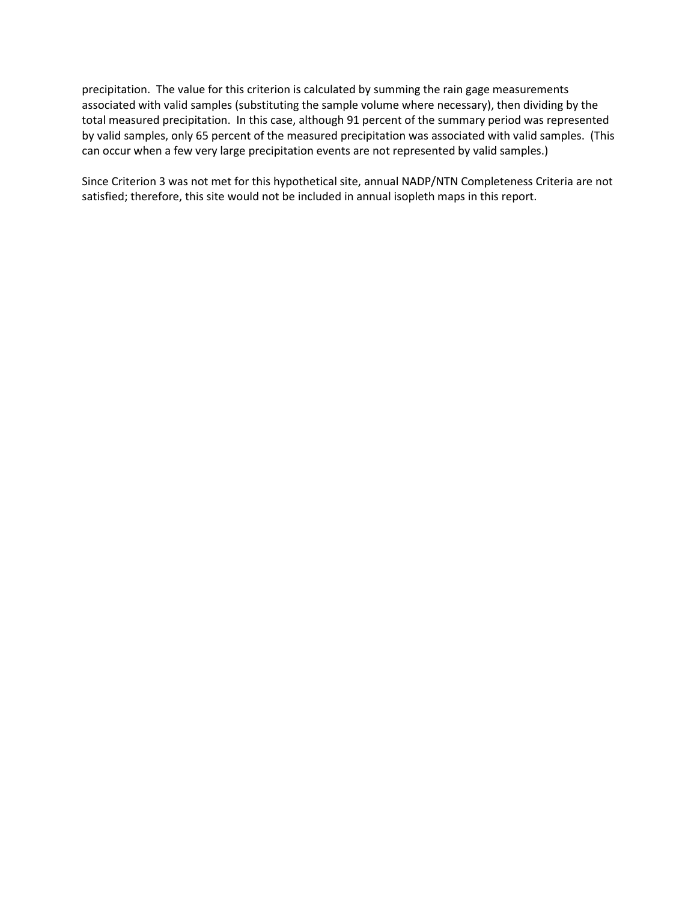precipitation. The value for this criterion is calculated by summing the rain gage measurements associated with valid samples (substituting the sample volume where necessary), then dividing by the total measured precipitation. In this case, although 91 percent of the summary period was represented by valid samples, only 65 percent of the measured precipitation was associated with valid samples. (This can occur when a few very large precipitation events are not represented by valid samples.)

Since Criterion 3 was not met for this hypothetical site, annual NADP/NTN Completeness Criteria are not satisfied; therefore, this site would not be included in annual isopleth maps in this report.